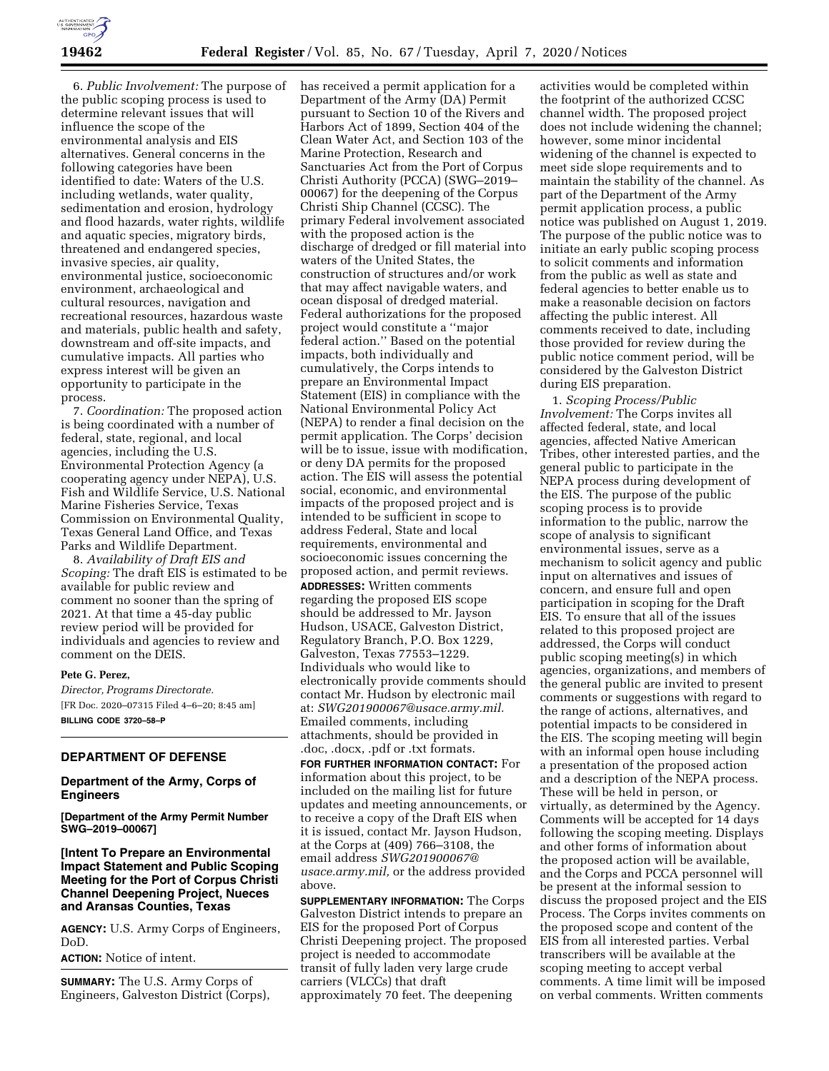6. *Public Involvement:* The purpose of the public scoping process is used to determine relevant issues that will influence the scope of the environmental analysis and EIS alternatives. General concerns in the following categories have been identified to date: Waters of the U.S. including wetlands, water quality, sedimentation and erosion, hydrology and flood hazards, water rights, wildlife and aquatic species, migratory birds, threatened and endangered species, invasive species, air quality, environmental justice, socioeconomic environment, archaeological and cultural resources, navigation and recreational resources, hazardous waste and materials, public health and safety, downstream and off-site impacts, and cumulative impacts. All parties who express interest will be given an opportunity to participate in the process.

7. *Coordination:* The proposed action is being coordinated with a number of federal, state, regional, and local agencies, including the U.S. Environmental Protection Agency (a cooperating agency under NEPA), U.S. Fish and Wildlife Service, U.S. National Marine Fisheries Service, Texas Commission on Environmental Quality, Texas General Land Office, and Texas Parks and Wildlife Department.

8. *Availability of Draft EIS and Scoping:* The draft EIS is estimated to be available for public review and comment no sooner than the spring of 2021. At that time a 45-day public review period will be provided for individuals and agencies to review and comment on the DEIS.

**Pete G. Perez,**

*Director, Programs Directorate.*

[FR Doc. 2020–07315 Filed 4–6–20; 8:45 am]

**BILLING CODE 3720–58–P**

## DEPARTMENT OF DEFENSE

### Department of the Army, Corps of Engineers

**[Department of the Army Permit Number SWG–2019–00067]**

### [Intent To Prepare an Environmental Impact Statement and Public Scoping Meeting for the Port of Corpus Christi Channel Deepening Project, Nueces and Aransas Counties, Texas

**AGENCY:** U.S. Army Corps of Engineers, DoD.

**ACTION:** Notice of intent.

**SUMMARY:** The U.S. Army Corps of Engineers, Galveston District (Corps), has received a permit application for a Department of the Army (DA) Permit pursuant to Section 10 of the Rivers and Harbors Act of 1899, Section 404 of the Clean Water Act, and Section 103 of the Marine Protection, Research and Sanctuaries Act from the Port of Corpus Christi Authority (PCCA) (SWG–2019–00067) for the deepening of the Corpus Christi Ship Channel (CCSC). The primary Federal involvement associated with the proposed action is the discharge of dredged or fill material into waters of the United States, the construction of structures and/or work that may affect navigable waters, and ocean disposal of dredged material. Federal authorizations for the proposed project would constitute a ''major federal action.'' Based on the potential impacts, both individually and cumulatively, the Corps intends to prepare an Environmental Impact Statement (EIS) in compliance with the National Environmental Policy Act (NEPA) to render a final decision on the permit application. The Corps' decision will be to issue, issue with modification, or deny DA permits for the proposed action. The EIS will assess the potential social, economic, and environmental impacts of the proposed project and is intended to be sufficient in scope to address Federal, State and local requirements, environmental and socioeconomic issues concerning the proposed action, and permit reviews.

**ADDRESSES:** Written comments regarding the proposed EIS scope should be addressed to Mr. Jayson Hudson, USACE, Galveston District, Regulatory Branch, P.O. Box 1229, Galveston, Texas 77553–1229. Individuals who would like to electronically provide comments should contact Mr. Hudson by electronic mail at: *SWG201900067@usace.army.mil.* Emailed comments, including attachments, should be provided in .doc, .docx, .pdf or .txt formats.

**FOR FURTHER INFORMATION CONTACT:** For information about this project, to be included on the mailing list for future updates and meeting announcements, or to receive a copy of the Draft EIS when it is issued, contact Mr. Jayson Hudson, at the Corps at (409) 766–3108, the email address *SWG201900067@usace.army.mil,* or the address provided above.

**SUPPLEMENTARY INFORMATION:** The Corps Galveston District intends to prepare an EIS for the proposed Port of Corpus Christi Deepening project. The proposed project is needed to accommodate transit of fully laden very large crude carriers (VLCCs) that draft approximately 70 feet. The deepening activities would be completed within the footprint of the authorized CCSC channel width. The proposed project does not include widening the channel; however, some minor incidental widening of the channel is expected to meet side slope requirements and to maintain the stability of the channel. As part of the Department of the Army permit application process, a public notice was published on August 1, 2019. The purpose of the public notice was to initiate an early public scoping process to solicit comments and information from the public as well as state and federal agencies to better enable us to make a reasonable decision on factors affecting the public interest. All comments received to date, including those provided for review during the public notice comment period, will be considered by the Galveston District during EIS preparation.

1. *Scoping Process/Public Involvement:* The Corps invites all affected federal, state, and local agencies, affected Native American Tribes, other interested parties, and the general public to participate in the NEPA process during development of the EIS. The purpose of the public scoping process is to provide information to the public, narrow the scope of analysis to significant environmental issues, serve as a mechanism to solicit agency and public input on alternatives and issues of concern, and ensure full and open participation in scoping for the Draft EIS. To ensure that all of the issues related to this proposed project are addressed, the Corps will conduct public scoping meeting(s) in which agencies, organizations, and members of the general public are invited to present comments or suggestions with regard to the range of actions, alternatives, and potential impacts to be considered in the EIS. The scoping meeting will begin with an informal open house including a presentation of the proposed action and a description of the NEPA process. These will be held in person, or virtually, as determined by the Agency. Comments will be accepted for 14 days following the scoping meeting. Displays and other forms of information about the proposed action will be available, and the Corps and PCCA personnel will be present at the informal session to discuss the proposed project and the EIS Process. The Corps invites comments on the proposed scope and content of the EIS from all interested parties. Verbal transcribers will be available at the scoping meeting to accept verbal comments. A time limit will be imposed on verbal comments. Written comments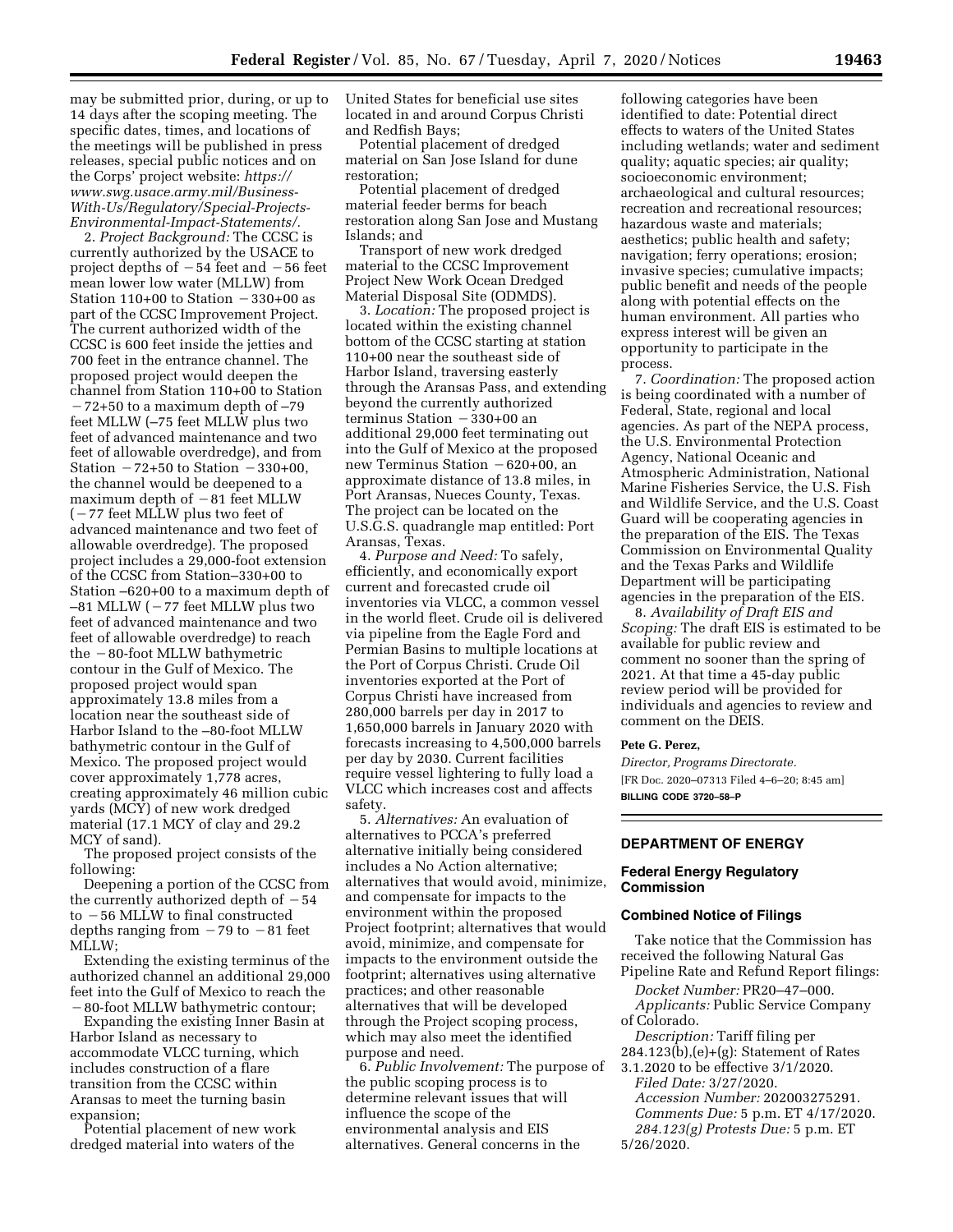may be submitted prior, during, or up to 14 days after the scoping meeting. The specific dates, times, and locations of the meetings will be published in press releases, special public notices and on the Corps' project website: *https://www.swg.usace.army.mil/Business-With-Us/Regulatory/Special-Projects-Environmental-Impact-Statements/.*

2. *Project Background:* The CCSC is currently authorized by the USACE to project depths of −54 feet and −56 feet mean lower low water (MLLW) from Station 110+00 to Station −330+00 as part of the CCSC Improvement Project. The current authorized width of the CCSC is 600 feet inside the jetties and 700 feet in the entrance channel. The proposed project would deepen the channel from Station 110+00 to Station −72+50 to a maximum depth of –79 feet MLLW (–75 feet MLLW plus two feet of advanced maintenance and two feet of allowable overdredge), and from Station −72+50 to Station −330+00, the channel would be deepened to a maximum depth of −81 feet MLLW (−77 feet MLLW plus two feet of advanced maintenance and two feet of allowable overdredge). The proposed project includes a 29,000-foot extension of the CCSC from Station–330+00 to Station –620+00 to a maximum depth of –81 MLLW (−77 feet MLLW plus two feet of advanced maintenance and two feet of allowable overdredge) to reach the −80-foot MLLW bathymetric contour in the Gulf of Mexico. The proposed project would span approximately 13.8 miles from a location near the southeast side of Harbor Island to the –80-foot MLLW bathymetric contour in the Gulf of Mexico. The proposed project would cover approximately 1,778 acres, creating approximately 46 million cubic yards (MCY) of new work dredged material (17.1 MCY of clay and 29.2 MCY of sand).

The proposed project consists of the following:

Deepening a portion of the CCSC from the currently authorized depth of −54 to −56 MLLW to final constructed depths ranging from −79 to −81 feet MLLW;

Extending the existing terminus of the authorized channel an additional 29,000 feet into the Gulf of Mexico to reach the −80-foot MLLW bathymetric contour;

Expanding the existing Inner Basin at Harbor Island as necessary to accommodate VLCC turning, which includes construction of a flare transition from the CCSC within Aransas to meet the turning basin expansion;

Potential placement of new work dredged material into waters of the United States for beneficial use sites located in and around Corpus Christi and Redfish Bays;

Potential placement of dredged material on San Jose Island for dune restoration;

Potential placement of dredged material feeder berms for beach restoration along San Jose and Mustang Islands; and

Transport of new work dredged material to the CCSC Improvement Project New Work Ocean Dredged Material Disposal Site (ODMDS).

3. *Location:* The proposed project is located within the existing channel bottom of the CCSC starting at station 110+00 near the southeast side of Harbor Island, traversing easterly through the Aransas Pass, and extending beyond the currently authorized terminus Station −330+00 an additional 29,000 feet terminating out into the Gulf of Mexico at the proposed new Terminus Station −620+00, an approximate distance of 13.8 miles, in Port Aransas, Nueces County, Texas. The project can be located on the U.S.G.S. quadrangle map entitled: Port Aransas, Texas.

4. *Purpose and Need:* To safely, efficiently, and economically export current and forecasted crude oil inventories via VLCC, a common vessel in the world fleet. Crude oil is delivered via pipeline from the Eagle Ford and Permian Basins to multiple locations at the Port of Corpus Christi. Crude Oil inventories exported at the Port of Corpus Christi have increased from 280,000 barrels per day in 2017 to 1,650,000 barrels in January 2020 with forecasts increasing to 4,500,000 barrels per day by 2030. Current facilities require vessel lightering to fully load a VLCC which increases cost and affects safety.

5. *Alternatives:* An evaluation of alternatives to PCCA's preferred alternative initially being considered includes a No Action alternative; alternatives that would avoid, minimize, and compensate for impacts to the environment within the proposed Project footprint; alternatives that would avoid, minimize, and compensate for impacts to the environment outside the footprint; alternatives using alternative practices; and other reasonable alternatives that will be developed through the Project scoping process, which may also meet the identified purpose and need.

6. *Public Involvement:* The purpose of the public scoping process is to determine relevant issues that will influence the scope of the environmental analysis and EIS alternatives. General concerns in the following categories have been identified to date: Potential direct effects to waters of the United States including wetlands; water and sediment quality; aquatic species; air quality; socioeconomic environment; archaeological and cultural resources; recreation and recreational resources; hazardous waste and materials; aesthetics; public health and safety; navigation; ferry operations; erosion; invasive species; cumulative impacts; public benefit and needs of the people along with potential effects on the human environment. All parties who express interest will be given an opportunity to participate in the process.

7. *Coordination:* The proposed action is being coordinated with a number of Federal, State, regional and local agencies. As part of the NEPA process, the U.S. Environmental Protection Agency, National Oceanic and Atmospheric Administration, National Marine Fisheries Service, the U.S. Fish and Wildlife Service, and the U.S. Coast Guard will be cooperating agencies in the preparation of the EIS. The Texas Commission on Environmental Quality and the Texas Parks and Wildlife Department will be participating agencies in the preparation of the EIS.

8. *Availability of Draft EIS and Scoping:* The draft EIS is estimated to be available for public review and comment no sooner than the spring of 2021. At that time a 45-day public review period will be provided for individuals and agencies to review and comment on the DEIS.

**Pete G. Perez,**

*Director, Programs Directorate.*

[FR Doc. 2020–07313 Filed 4–6–20; 8:45 am]

**BILLING CODE 3720–58–P**

## DEPARTMENT OF ENERGY

### Federal Energy Regulatory Commission

### Combined Notice of Filings

Take notice that the Commission has received the following Natural Gas Pipeline Rate and Refund Report filings:

*Docket Number:* PR20–47–000.

*Applicants:* Public Service Company of Colorado.

*Description:* Tariff filing per 284.123(b),(e)+(g): Statement of Rates 3.1.2020 to be effective 3/1/2020.

*Filed Date:* 3/27/2020.

*Accession Number:* 202003275291.

*Comments Due:* 5 p.m. ET 4/17/2020.

*284.123(g) Protests Due:* 5 p.m. ET 5/26/2020.